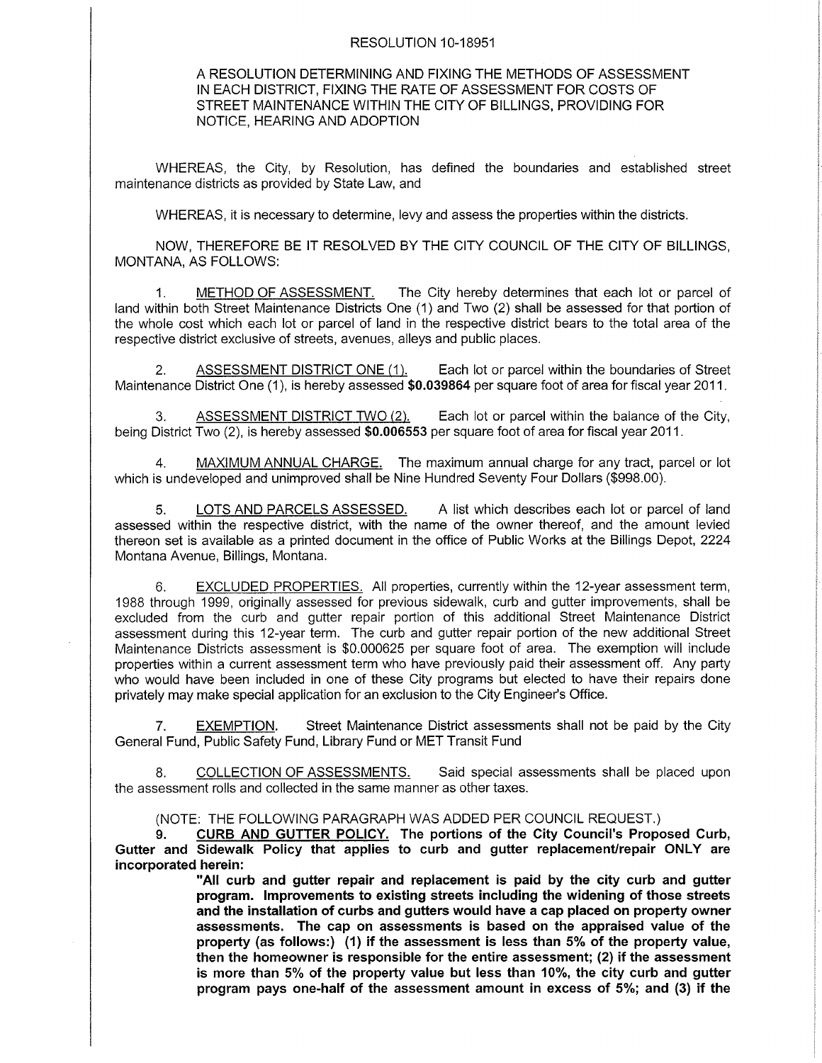RESOLUTION 10-18951

A RESOLUTION DETERMINING AND FIXING THE METHODS OF ASSESSMENT IN EACH DISTRICT, FIXING THE RATE OF ASSESSMENT FOR COSTS OF STREET MAINTENANCE WITHIN THE CITY OF BILLINGS, PROVIDING FOR NOTICE, HEARING AND ADOPTION

WHEREAS, the City, by Resolution, has defined the boundaries and established street maintenance districts as provided by State Law, and

WHEREAS, it is necessary to determine, levy and assess the properties within the districts.

NOW, THEREFORE BE IT RESOLVED BY THE CITY COUNCIL OF THE CITY OF BILLINGS, MONTANA, AS FOLLOWS:

1. METHOD OF ASSESSMENT. The City hereby determines that each lot or parcel of land within both Street Maintenance Districts One (1) and Two (2) shall be assessed for that portion of the whole cost which each lot or parcel of land in the respective district bears to the total area of the respective district exclusive of streets, avenues, alleys and public places.

2. ASSESSMENT DISTRICT ONE (1). Each lot or parcel within the boundaries of Street Maintenance District One (1), is hereby assessed **$0.039864** per square foot of area for fiscal year 2011.

3. ASSESSMENT DISTRICT TWO (2). Each lot or parcel within the balance of the City, being District Two (2), is hereby assessed **$0.006553** per square foot of area for fiscal year 2011.

4. MAXIMUM ANNUAL CHARGE. The maximum annual charge for any tract, parcel or lot which is undeveloped and unimproved shall be Nine Hundred Seventy Four Dollars ($998.00).

5. LOTS AND PARCELS ASSESSED. A list which describes each lot or parcel of land assessed within the respective district, with the name of the owner thereof, and the amount levied thereon set is available as a printed document in the office of Public Works at the Billings Depot, 2224 Montana Avenue, Billings, Montana.

6. EXCLUDED PROPERTIES. All properties, currently within the 12-year assessment term, 1988 through 1999, originally assessed for previous sidewalk, curb and gutter improvements, shall be excluded from the curb and gutter repair portion of this additional Street Maintenance District assessment during this 12-year term. The curb and gutter repair portion of the new additional Street Maintenance Districts assessment is $0.000625 per square foot of area. The exemption will include properties within a current assessment term who have previously paid their assessment off. Any party who would have been included in one of these City programs but elected to have their repairs done privately may make special application for an exclusion to the City Engineer's Office.

7. EXEMPTION. Street Maintenance District assessments shall not be paid by the City General Fund, Public Safety Fund, Library Fund or MET Transit Fund

8. COLLECTION OF ASSESSMENTS. Said special assessments shall be placed upon the assessment rolls and collected in the same manner as other taxes.

(NOTE: THE FOLLOWING PARAGRAPH WAS ADDED PER COUNCIL REQUEST.)

**9. CURB AND GUTTER POLICY. The portions of the City Council's Proposed Curb, Gutter and Sidewalk Policy that applies to curb and gutter replacement/repair ONLY are incorporated herein:**

> **"All curb and gutter repair and replacement is paid by the city curb and gutter program. Improvements to existing streets including the widening of those streets and the installation of curbs and gutters would have a cap placed on property owner assessments. The cap on assessments is based on the appraised value of the property (as follows:) (1) if the assessment is less than 5% of the property value, then the homeowner is responsible for the entire assessment; (2) if the assessment is more than 5% of the property value but less than 10%, the city curb and gutter program pays one-half of the assessment amount in excess of 5%; and (3) if the**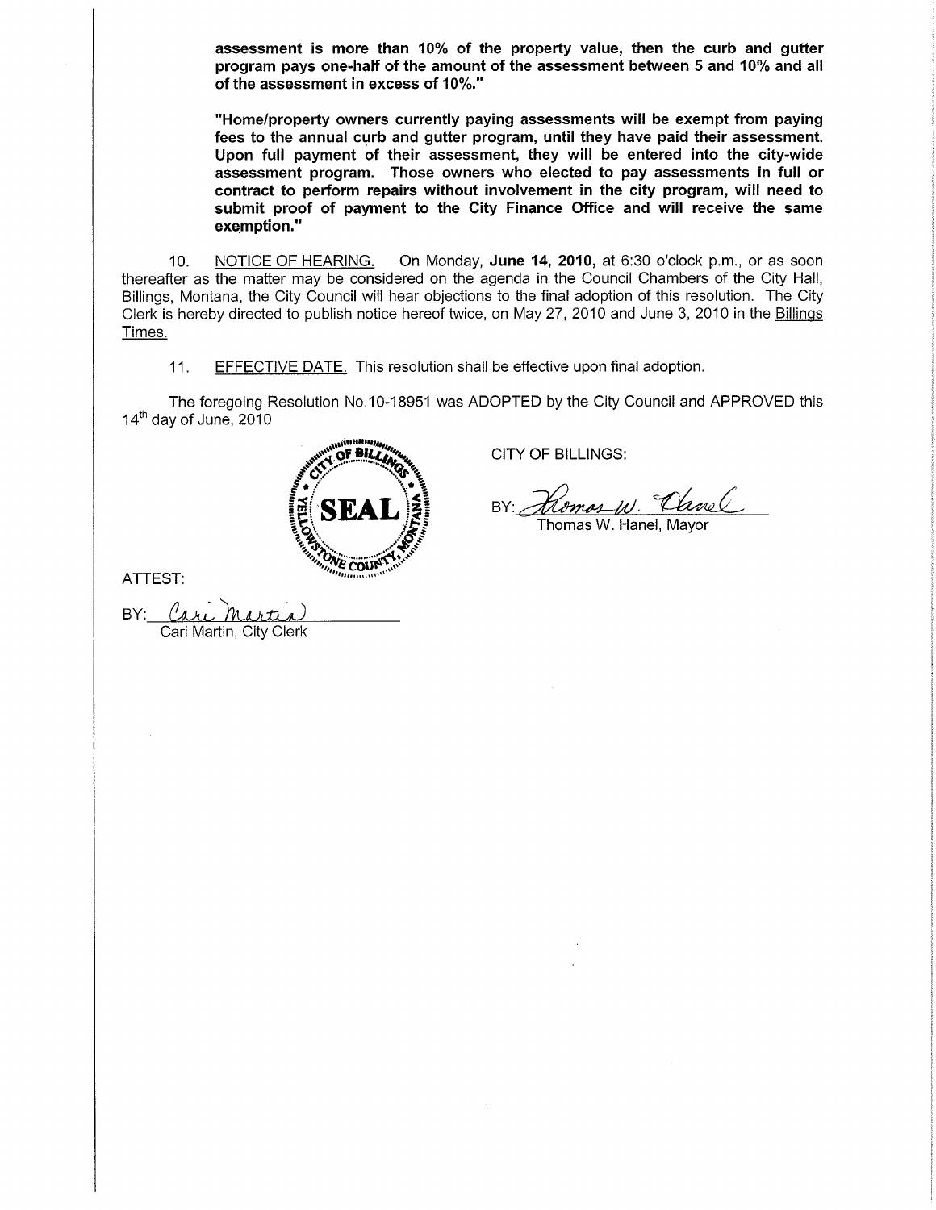**assessment is more than 10% of the property value, then the curb and gutter program pays one-half of the amount of the assessment between 5 and 10% and all of the assessment in excess of 10%."**

**"Home/property owners currently paying assessments will be exempt from paying fees to the annual curb and gutter program, until they have paid their assessment. Upon full payment of their assessment, they will be entered into the city-wide assessment program. Those owners who elected to pay assessments in full or contract to perform repairs without involvement in the city program, will need to submit proof of payment to the City Finance Office and will receive the same exemption."**

10. NOTICE OF HEARING. On Monday, **June 14, 2010**, at 6:30 o'clock p.m., or as soon thereafter as the matter may be considered on the agenda in the Council Chambers of the City Hall, Billings, Montana, the City Council will hear objections to the final adoption of this resolution. The City Clerk is hereby directed to publish notice hereof twice, on May 27, 2010 and June 3, 2010 in the Billings Times.

11. EFFECTIVE DATE. This resolution shall be effective upon final adoption.

The foregoing Resolution No.10-18951 was ADOPTED by the City Council and APPROVED this 14th day of June, 2010

SEAL — CITY OF BILLINGS, YELLOWSTONE COUNTY, MONTANA

CITY OF BILLINGS:

BY: *Thomas W. Hanel*
Thomas W. Hanel, Mayor

ATTEST:

BY: *Cari Martin*
Cari Martin, City Clerk